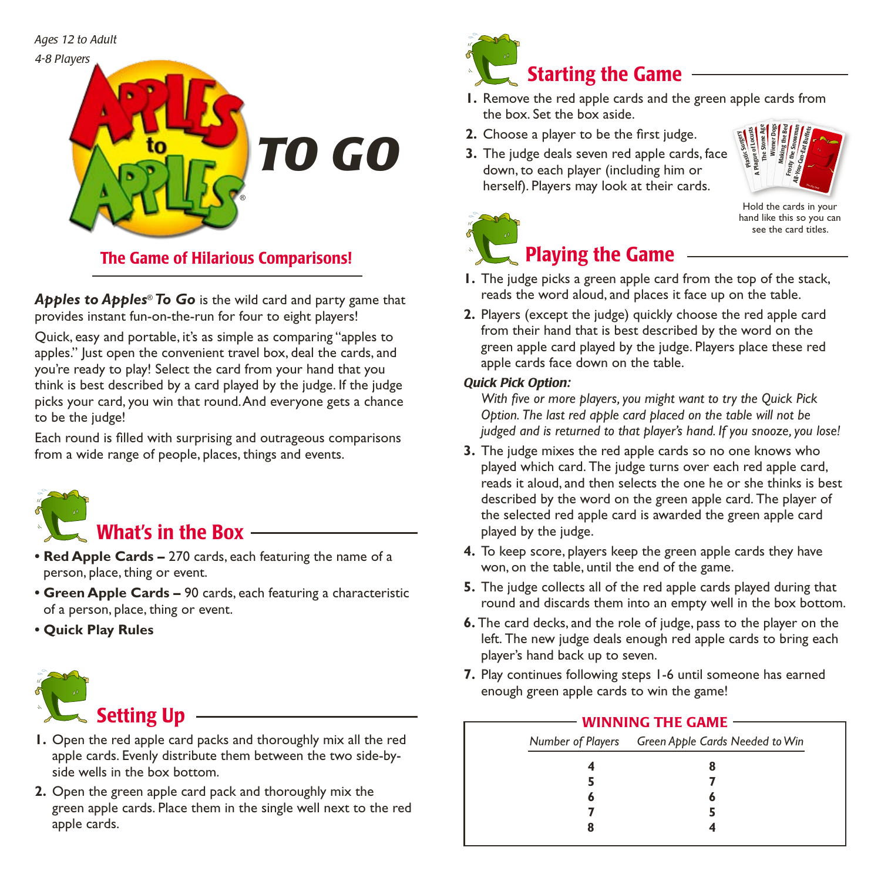*Ages 12 to Adult*
*4-8 Players*

# Apples to Apples® TO GO

## The Game of Hilarious Comparisons!

***Apples to Apples® To Go*** is the wild card and party game that provides instant fun-on-the-run for four to eight players!

Quick, easy and portable, it's as simple as comparing "apples to apples." Just open the convenient travel box, deal the cards, and you're ready to play! Select the card from your hand that you think is best described by a card played by the judge. If the judge picks your card, you win that round. And everyone gets a chance to be the judge!

Each round is filled with surprising and outrageous comparisons from a wide range of people, places, things and events.

## What's in the Box

- **Red Apple Cards –** 270 cards, each featuring the name of a person, place, thing or event.
- **Green Apple Cards –** 90 cards, each featuring a characteristic of a person, place, thing or event.
- **Quick Play Rules**

## Setting Up

1. Open the red apple card packs and thoroughly mix all the red apple cards. Evenly distribute them between the two side-by-side wells in the box bottom.
2. Open the green apple card pack and thoroughly mix the green apple cards. Place them in the single well next to the red apple cards.

## Starting the Game

1. Remove the red apple cards and the green apple cards from the box. Set the box aside.
2. Choose a player to be the first judge.
3. The judge deals seven red apple cards, face down, to each player (including him or herself). Players may look at their cards.

Hold the cards in your hand like this so you can see the card titles.

## Playing the Game

1. The judge picks a green apple card from the top of the stack, reads the word aloud, and places it face up on the table.
2. Players (except the judge) quickly choose the red apple card from their hand that is best described by the word on the green apple card played by the judge. Players place these red apple cards face down on the table.

***Quick Pick Option:***

*With five or more players, you might want to try the Quick Pick Option. The last red apple card placed on the table will not be judged and is returned to that player's hand. If you snooze, you lose!*

3. The judge mixes the red apple cards so no one knows who played which card. The judge turns over each red apple card, reads it aloud, and then selects the one he or she thinks is best described by the word on the green apple card. The player of the selected red apple card is awarded the green apple card played by the judge.
4. To keep score, players keep the green apple cards they have won, on the table, until the end of the game.
5. The judge collects all of the red apple cards played during that round and discards them into an empty well in the box bottom.
6. The card decks, and the role of judge, pass to the player on the left. The new judge deals enough red apple cards to bring each player's hand back up to seven.
7. Play continues following steps 1-6 until someone has earned enough green apple cards to win the game!

### WINNING THE GAME

| *Number of Players* | *Green Apple Cards Needed to Win* |
|---|---|
| 4 | 8 |
| 5 | 7 |
| 6 | 6 |
| 7 | 5 |
| 8 | 4 |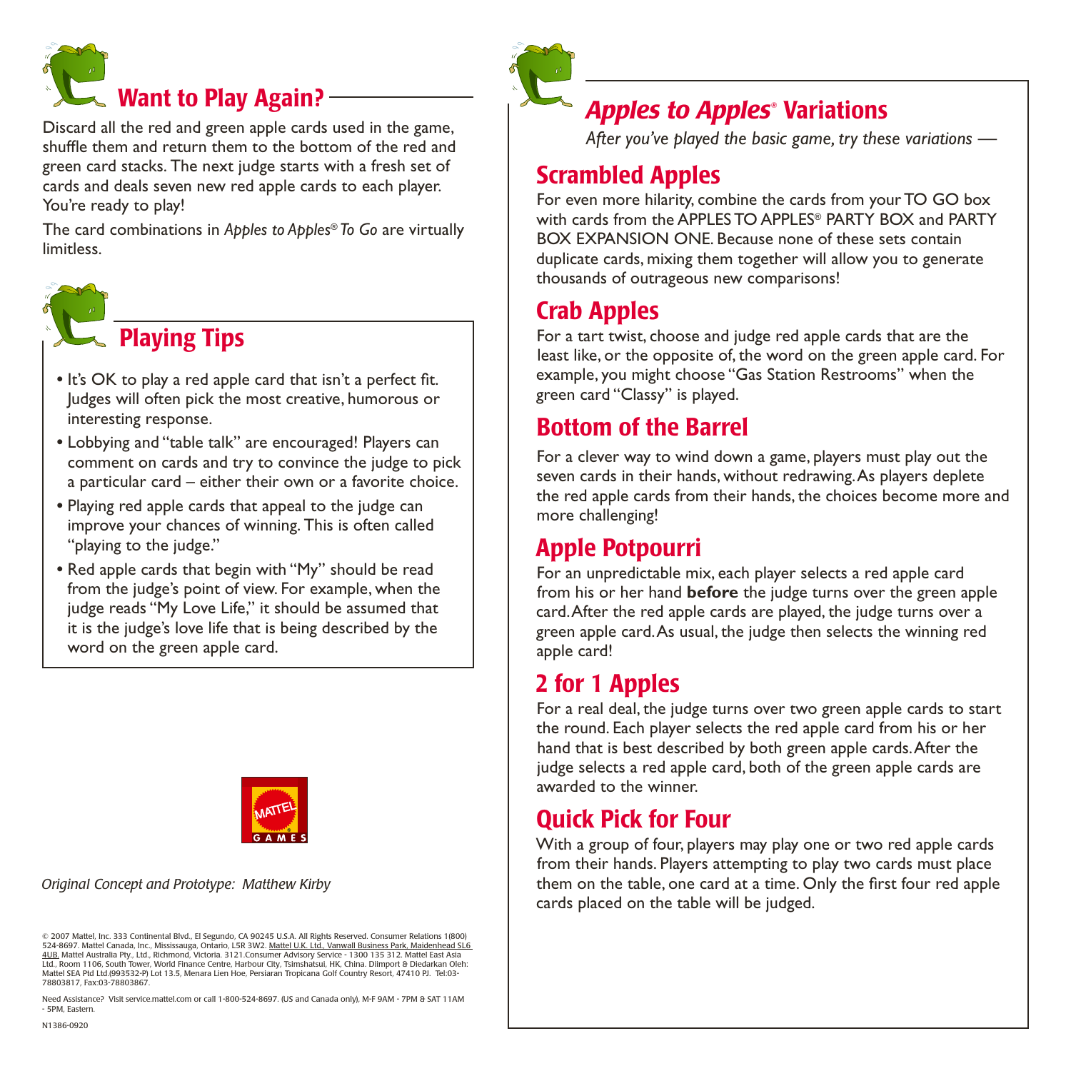## Want to Play Again?

Discard all the red and green apple cards used in the game, shuffle them and return them to the bottom of the red and green card stacks. The next judge starts with a fresh set of cards and deals seven new red apple cards to each player. You're ready to play!

The card combinations in *Apples to Apples® To Go* are virtually limitless.

## Playing Tips

- It's OK to play a red apple card that isn't a perfect fit. Judges will often pick the most creative, humorous or interesting response.
- Lobbying and "table talk" are encouraged! Players can comment on cards and try to convince the judge to pick a particular card – either their own or a favorite choice.
- Playing red apple cards that appeal to the judge can improve your chances of winning. This is often called "playing to the judge."
- Red apple cards that begin with "My" should be read from the judge's point of view. For example, when the judge reads "My Love Life," it should be assumed that it is the judge's love life that is being described by the word on the green apple card.

MATTEL GAMES

*Original Concept and Prototype: Matthew Kirby*

© 2007 Mattel, Inc. 333 Continental Blvd., El Segundo, CA 90245 U.S.A. All Rights Reserved. Consumer Relations 1(800) 524-8697. Mattel Canada, Inc., Mississauga, Ontario, L5R 3W2. Mattel U.K. Ltd., Vanwall Business Park, Maidenhead SL6 4UB. Mattel Australia Pty., Ltd., Richmond, Victoria. 3121.Consumer Advisory Service - 1300 135 312. Mattel East Asia Ltd., Room 1106, South Tower, World Finance Centre, Harbour City, Tsimshatsui, HK, China. Diimport & Diedarkan Oleh: Mattel SEA Ptd Ltd.(993532-P) Lot 13.5, Menara Lien Hoe, Persiaran Tropicana Golf Country Resort, 47410 PJ. Tel:03-78803817, Fax:03-78803867.

Need Assistance? Visit service.mattel.com or call 1-800-524-8697. (US and Canada only), M-F 9AM - 7PM & SAT 11AM - 5PM, Eastern.

N1386-0920

## *Apples to Apples®* Variations

*After you've played the basic game, try these variations —*

### Scrambled Apples

For even more hilarity, combine the cards from your TO GO box with cards from the APPLES TO APPLES® PARTY BOX and PARTY BOX EXPANSION ONE. Because none of these sets contain duplicate cards, mixing them together will allow you to generate thousands of outrageous new comparisons!

### Crab Apples

For a tart twist, choose and judge red apple cards that are the least like, or the opposite of, the word on the green apple card. For example, you might choose "Gas Station Restrooms" when the green card "Classy" is played.

### Bottom of the Barrel

For a clever way to wind down a game, players must play out the seven cards in their hands, without redrawing. As players deplete the red apple cards from their hands, the choices become more and more challenging!

### Apple Potpourri

For an unpredictable mix, each player selects a red apple card from his or her hand **before** the judge turns over the green apple card. After the red apple cards are played, the judge turns over a green apple card. As usual, the judge then selects the winning red apple card!

### 2 for 1 Apples

For a real deal, the judge turns over two green apple cards to start the round. Each player selects the red apple card from his or her hand that is best described by both green apple cards. After the judge selects a red apple card, both of the green apple cards are awarded to the winner.

### Quick Pick for Four

With a group of four, players may play one or two red apple cards from their hands. Players attempting to play two cards must place them on the table, one card at a time. Only the first four red apple cards placed on the table will be judged.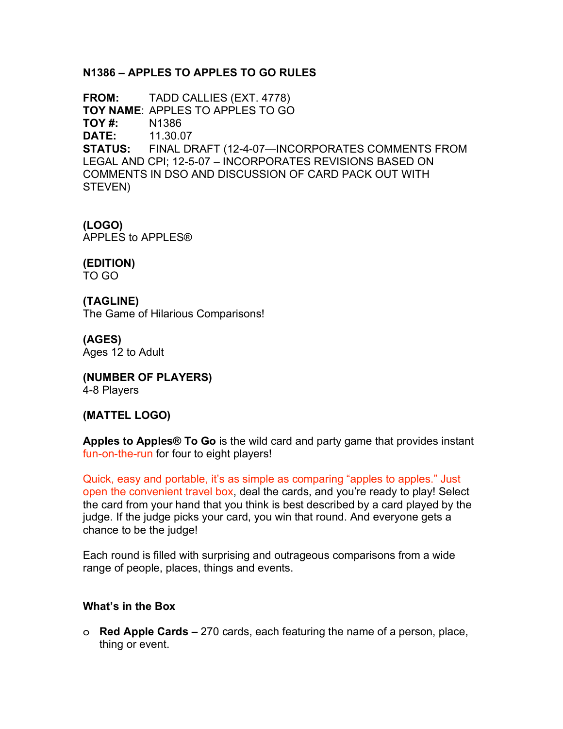# N1386 – APPLES TO APPLES TO GO RULES

**FROM:** TADD CALLIES (EXT. 4778)
**TOY NAME**: APPLES TO APPLES TO GO
**TOY #:** N1386
**DATE:** 11.30.07
**STATUS:** FINAL DRAFT (12-4-07—INCORPORATES COMMENTS FROM LEGAL AND CPI; 12-5-07 – INCORPORATES REVISIONS BASED ON COMMENTS IN DSO AND DISCUSSION OF CARD PACK OUT WITH STEVEN)

**(LOGO)**
APPLES to APPLES®

**(EDITION)**
TO GO

**(TAGLINE)**
The Game of Hilarious Comparisons!

**(AGES)**
Ages 12 to Adult

**(NUMBER OF PLAYERS)**
4-8 Players

**(MATTEL LOGO)**

**Apples to Apples® To Go** is the wild card and party game that provides instant fun-on-the-run for four to eight players!

Quick, easy and portable, it's as simple as comparing "apples to apples." Just open the convenient travel box, deal the cards, and you're ready to play! Select the card from your hand that you think is best described by a card played by the judge. If the judge picks your card, you win that round. And everyone gets a chance to be the judge!

Each round is filled with surprising and outrageous comparisons from a wide range of people, places, things and events.

**What's in the Box**

- **Red Apple Cards –** 270 cards, each featuring the name of a person, place, thing or event.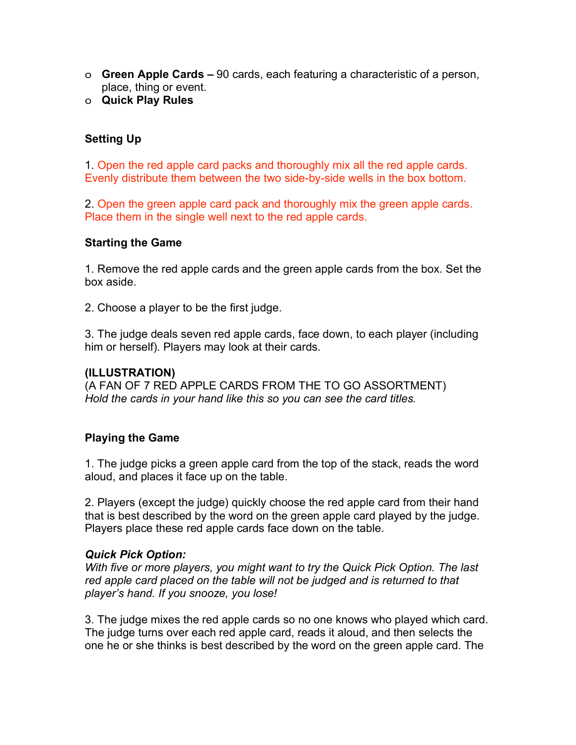- **Green Apple Cards –** 90 cards, each featuring a characteristic of a person, place, thing or event.
- **Quick Play Rules**

**Setting Up**

1. Open the red apple card packs and thoroughly mix all the red apple cards. Evenly distribute them between the two side-by-side wells in the box bottom.

2. Open the green apple card pack and thoroughly mix the green apple cards. Place them in the single well next to the red apple cards.

**Starting the Game**

1. Remove the red apple cards and the green apple cards from the box. Set the box aside.

2. Choose a player to be the first judge.

3. The judge deals seven red apple cards, face down, to each player (including him or herself). Players may look at their cards.

**(ILLUSTRATION)**
(A FAN OF 7 RED APPLE CARDS FROM THE TO GO ASSORTMENT)
*Hold the cards in your hand like this so you can see the card titles.*

**Playing the Game**

1. The judge picks a green apple card from the top of the stack, reads the word aloud, and places it face up on the table.

2. Players (except the judge) quickly choose the red apple card from their hand that is best described by the word on the green apple card played by the judge. Players place these red apple cards face down on the table.

***Quick Pick Option:***
*With five or more players, you might want to try the Quick Pick Option. The last red apple card placed on the table will not be judged and is returned to that player's hand. If you snooze, you lose!*

3. The judge mixes the red apple cards so no one knows who played which card. The judge turns over each red apple card, reads it aloud, and then selects the one he or she thinks is best described by the word on the green apple card. The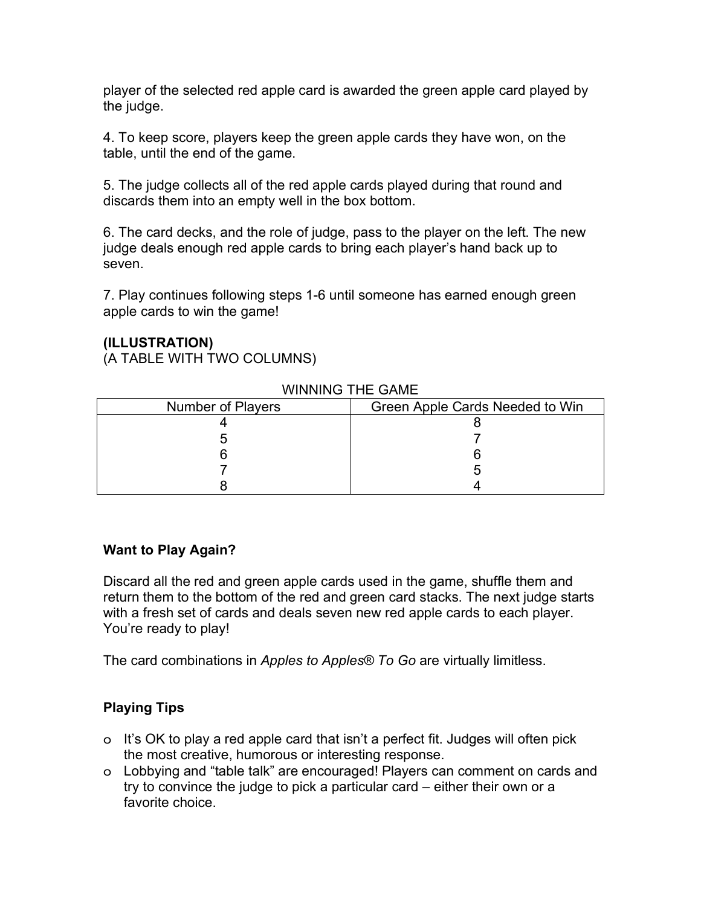player of the selected red apple card is awarded the green apple card played by the judge.

4. To keep score, players keep the green apple cards they have won, on the table, until the end of the game.

5. The judge collects all of the red apple cards played during that round and discards them into an empty well in the box bottom.

6. The card decks, and the role of judge, pass to the player on the left. The new judge deals enough red apple cards to bring each player's hand back up to seven.

7. Play continues following steps 1-6 until someone has earned enough green apple cards to win the game!

**(ILLUSTRATION)**
(A TABLE WITH TWO COLUMNS)

WINNING THE GAME

| Number of Players | Green Apple Cards Needed to Win |
|---|---|
| 4 | 8 |
| 5 | 7 |
| 6 | 6 |
| 7 | 5 |
| 8 | 4 |

**Want to Play Again?**

Discard all the red and green apple cards used in the game, shuffle them and return them to the bottom of the red and green card stacks. The next judge starts with a fresh set of cards and deals seven new red apple cards to each player. You're ready to play!

The card combinations in *Apples to Apples® To Go* are virtually limitless.

**Playing Tips**

- It's OK to play a red apple card that isn't a perfect fit. Judges will often pick the most creative, humorous or interesting response.
- Lobbying and "table talk" are encouraged! Players can comment on cards and try to convince the judge to pick a particular card – either their own or a favorite choice.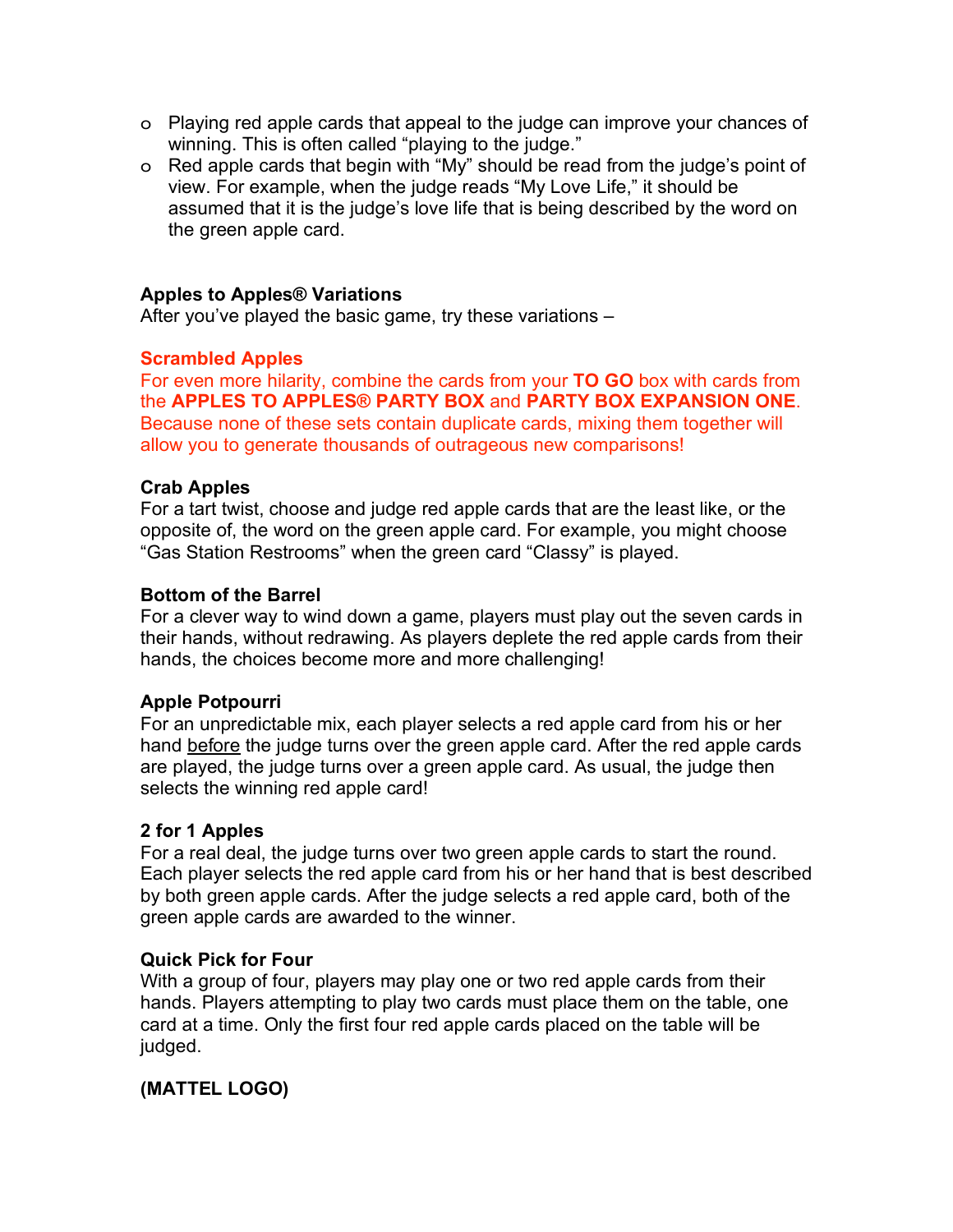- Playing red apple cards that appeal to the judge can improve your chances of winning. This is often called "playing to the judge."
- Red apple cards that begin with "My" should be read from the judge's point of view. For example, when the judge reads "My Love Life," it should be assumed that it is the judge's love life that is being described by the word on the green apple card.

**Apples to Apples® Variations**
After you've played the basic game, try these variations –

**Scrambled Apples**
For even more hilarity, combine the cards from your **TO GO** box with cards from the **APPLES TO APPLES® PARTY BOX** and **PARTY BOX EXPANSION ONE**. Because none of these sets contain duplicate cards, mixing them together will allow you to generate thousands of outrageous new comparisons!

**Crab Apples**
For a tart twist, choose and judge red apple cards that are the least like, or the opposite of, the word on the green apple card. For example, you might choose "Gas Station Restrooms" when the green card "Classy" is played.

**Bottom of the Barrel**
For a clever way to wind down a game, players must play out the seven cards in their hands, without redrawing. As players deplete the red apple cards from their hands, the choices become more and more challenging!

**Apple Potpourri**
For an unpredictable mix, each player selects a red apple card from his or her hand before the judge turns over the green apple card. After the red apple cards are played, the judge turns over a green apple card. As usual, the judge then selects the winning red apple card!

**2 for 1 Apples**
For a real deal, the judge turns over two green apple cards to start the round. Each player selects the red apple card from his or her hand that is best described by both green apple cards. After the judge selects a red apple card, both of the green apple cards are awarded to the winner.

**Quick Pick for Four**
With a group of four, players may play one or two red apple cards from their hands. Players attempting to play two cards must place them on the table, one card at a time. Only the first four red apple cards placed on the table will be judged.

**(MATTEL LOGO)**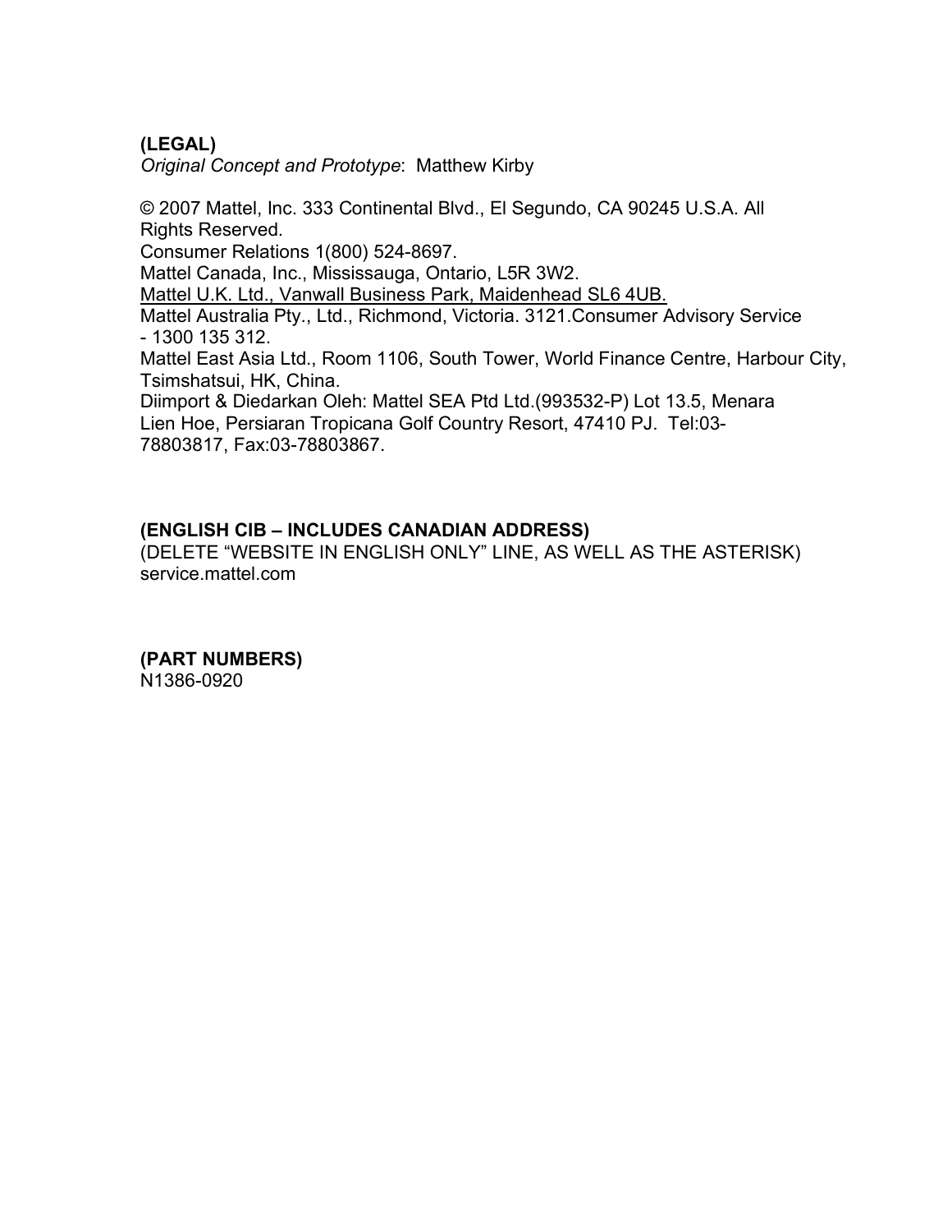**(LEGAL)**
*Original Concept and Prototype*: Matthew Kirby

© 2007 Mattel, Inc. 333 Continental Blvd., El Segundo, CA 90245 U.S.A. All Rights Reserved.
Consumer Relations 1(800) 524-8697.
Mattel Canada, Inc., Mississauga, Ontario, L5R 3W2.
<u>Mattel U.K. Ltd., Vanwall Business Park, Maidenhead SL6 4UB.</u>
Mattel Australia Pty., Ltd., Richmond, Victoria. 3121.Consumer Advisory Service - 1300 135 312.
Mattel East Asia Ltd., Room 1106, South Tower, World Finance Centre, Harbour City, Tsimshatsui, HK, China.
Diimport & Diedarkan Oleh: Mattel SEA Ptd Ltd.(993532-P) Lot 13.5, Menara Lien Hoe, Persiaran Tropicana Golf Country Resort, 47410 PJ. Tel:03-78803817, Fax:03-78803867.

**(ENGLISH CIB – INCLUDES CANADIAN ADDRESS)**
(DELETE "WEBSITE IN ENGLISH ONLY" LINE, AS WELL AS THE ASTERISK)
service.mattel.com

**(PART NUMBERS)**
N1386-0920